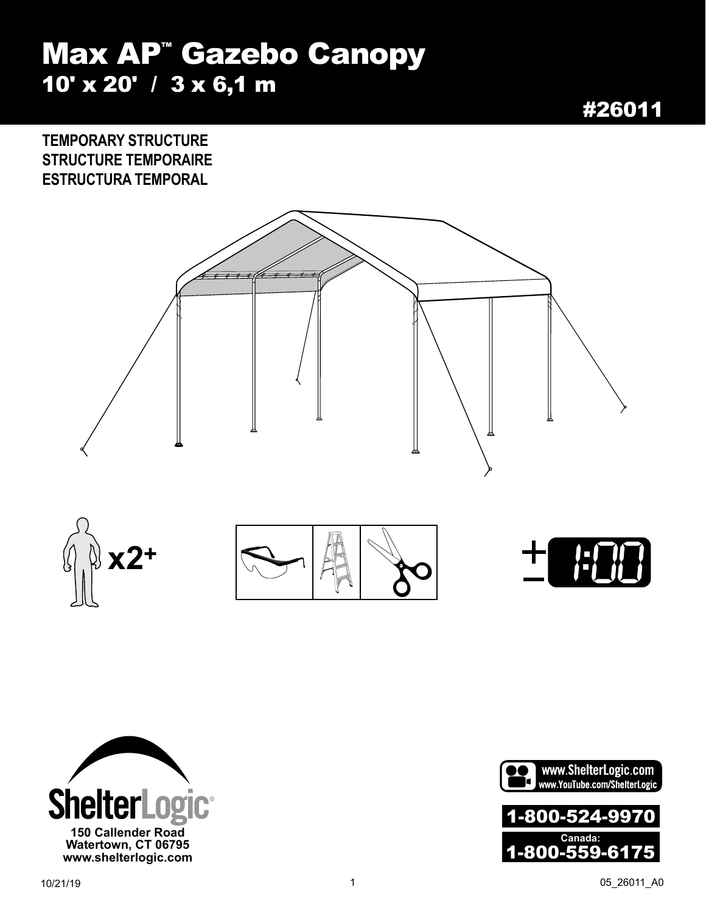# Max AP™ Gazebo Canopy

## 10' x 20' / 3 x 6,1 m

#26011

**TEMPORARY STRUCTURE**
**STRUCTURE TEMPORAIRE**
**ESTRUCTURA TEMPORAL**

x2+

± 1:00

ShelterLogic®
150 Callender Road
Watertown, CT 06795
www.shelterlogic.com

www.ShelterLogic.com
www.YouTube.com/ShelterLogic

1-800-524-9970

Canada:
1-800-559-6175

10/21/19

05_26011_A0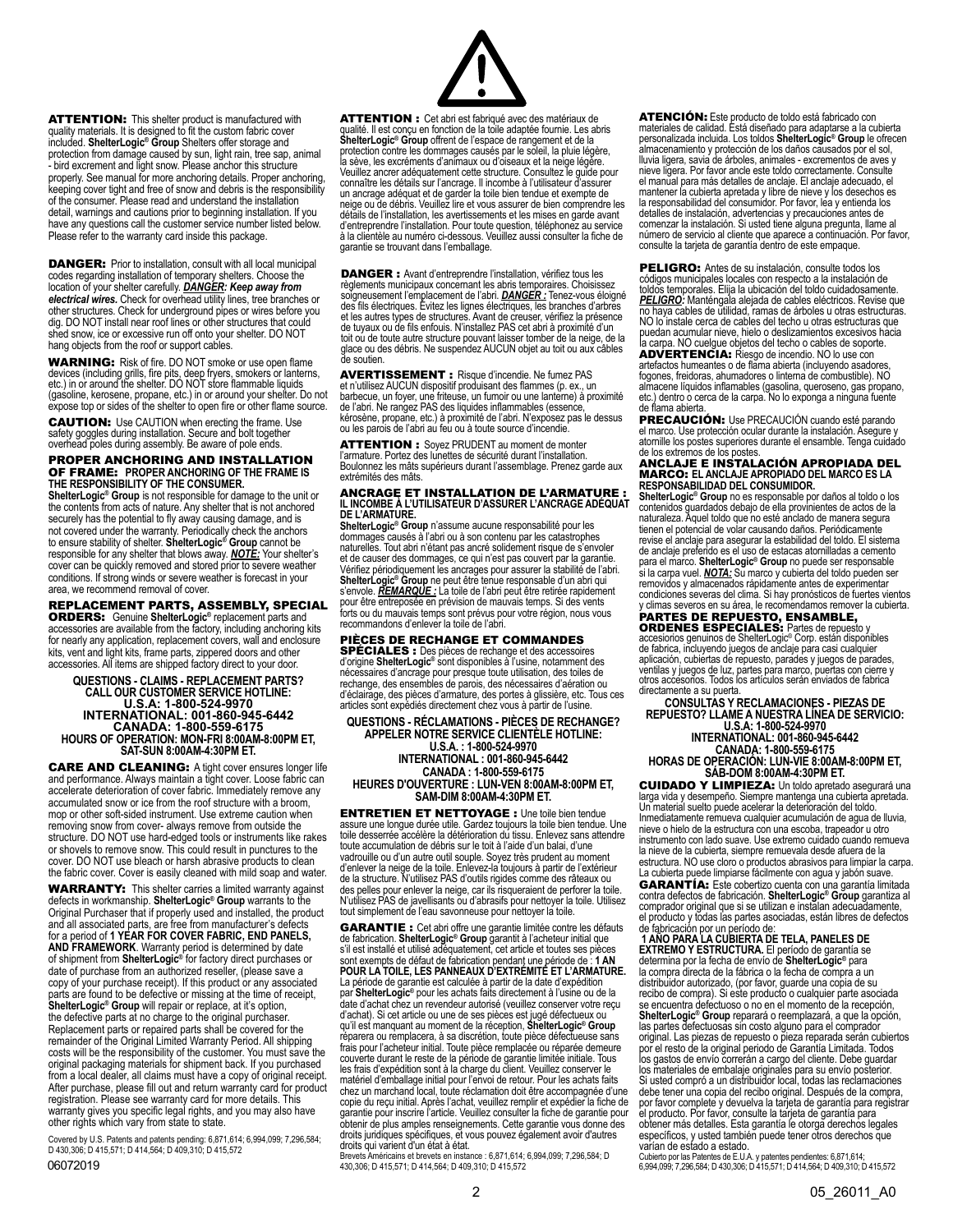**ATTENTION:** This shelter product is manufactured with quality materials. It is designed to fit the custom fabric cover included. **ShelterLogic® Group** Shelters offer storage and protection from damage caused by sun, light rain, tree sap, animal - bird excrement and light snow. Please anchor this structure properly. See manual for more anchoring details. Proper anchoring, keeping cover tight and free of snow and debris is the responsibility of the consumer. Please read and understand the installation detail, warnings and cautions prior to beginning installation. If you have any questions call the customer service number listed below. Please refer to the warranty card inside this package.

**DANGER:** Prior to installation, consult with all local municipal codes regarding installation of temporary shelters. Choose the location of your shelter carefully. ***DANGER: Keep away from electrical wires.*** Check for overhead utility lines, tree branches or other structures. Check for underground pipes or wires before you dig. DO NOT install near roof lines or other structures that could shed snow, ice or excessive run off onto your shelter. DO NOT hang objects from the roof or support cables.

**WARNING:** Risk of fire. DO NOT smoke or use open flame devices (including grills, fire pits, deep fryers, smokers or lanterns, etc.) in or around the shelter. DO NOT store flammable liquids (gasoline, kerosene, propane, etc.) in or around your shelter. Do not expose top or sides of the shelter to open fire or other flame source.

**CAUTION:** Use CAUTION when erecting the frame. Use safety goggles during installation. Secure and bolt together overhead poles during assembly. Be aware of pole ends.

## PROPER ANCHORING AND INSTALLATION OF FRAME: PROPER ANCHORING OF THE FRAME IS THE RESPONSIBILITY OF THE CONSUMER.

**ShelterLogic® Group** is not responsible for damage to the unit or the contents from acts of nature. Any shelter that is not anchored securely has the potential to fly away causing damage, and is not covered under the warranty. Periodically check the anchors to ensure stability of shelter. **ShelterLogic® Group** cannot be responsible for any shelter that blows away. ***NOTE:*** Your shelter's cover can be quickly removed and stored prior to severe weather conditions. If strong winds or severe weather is forecast in your area, we recommend removal of cover.

## REPLACEMENT PARTS, ASSEMBLY, SPECIAL ORDERS:

Genuine **ShelterLogic®** replacement parts and accessories are available from the factory, including anchoring kits for nearly any application, replacement covers, wall and enclosure kits, vent and light kits, frame parts, zippered doors and other accessories. All items are shipped factory direct to your door.

**QUESTIONS - CLAIMS - REPLACEMENT PARTS?**
**CALL OUR CUSTOMER SERVICE HOTLINE:**
**U.S.A: 1-800-524-9970**
**INTERNATIONAL: 001-860-945-6442**
**CANADA: 1-800-559-6175**
**HOURS OF OPERATION: MON-FRI 8:00AM-8:00PM ET, SAT-SUN 8:00AM-4:30PM ET.**

**CARE AND CLEANING:** A tight cover ensures longer life and performance. Always maintain a tight cover. Loose fabric can accelerate deterioration of cover fabric. Immediately remove any accumulated snow or ice from the roof structure with a broom, mop or other soft-sided instrument. Use extreme caution when removing snow from cover- always remove from outside the structure. DO NOT use hard-edged tools or instruments like rakes or shovels to remove snow. This could result in punctures to the cover. DO NOT use bleach or harsh abrasive products to clean the fabric cover. Cover is easily cleaned with mild soap and water.

**WARRANTY:** This shelter carries a limited warranty against defects in workmanship. **ShelterLogic® Group** warrants to the Original Purchaser that if properly used and installed, the product and all associated parts, are free from manufacturer's defects for a period of **1 YEAR FOR COVER FABRIC, END PANELS, AND FRAMEWORK**. Warranty period is determined by date of shipment from **ShelterLogic®** for factory direct purchases or date of purchase from an authorized reseller, (please save a copy of your purchase receipt). If this product or any associated parts are found to be defective or missing at the time of receipt, **ShelterLogic® Group** will repair or replace, at it's option, the defective parts at no charge to the original purchaser. Replacement parts or repaired parts shall be covered for the remainder of the Original Limited Warranty Period. All shipping costs will be the responsibility of the customer. You must save the original packaging materials for shipment back. If you purchased from a local dealer, all claims must have a copy of original receipt. After purchase, please fill out and return warranty card for product registration. Please see warranty card for more details. This warranty gives you specific legal rights, and you may also have other rights which vary from state to state.

Covered by U.S. Patents and patents pending: 6,871,614; 6,994,099; 7,296,584; D 430,306; D 415,571; D 414,564; D 409,310; D 415,572

06072019

**ATTENTION :** Cet abri est fabriqué avec des matériaux de qualité. Il est conçu en fonction de la toile adaptée fournie. Les abris **ShelterLogic® Group** offrent de l'espace de rangement et de la protection contre les dommages causés par le soleil, la pluie légère, la sève, les excréments d'animaux ou d'oiseaux et la neige légère. Veuillez ancrer adéquatement cette structure. Consultez le guide pour connaître les détails sur l'ancrage. Il incombe à l'utilisateur d'assurer un ancrage adéquat et de garder la toile bien tendue et exempte de neige ou de débris. Veuillez lire et vous assurer de bien comprendre les détails de l'installation, les avertissements et les mises en garde avant d'entreprendre l'installation. Pour toute question, téléphonez au service à la clientèle au numéro ci-dessous. Veuillez aussi consulter la fiche de garantie se trouvant dans l'emballage.

**DANGER :** Avant d'entreprendre l'installation, vérifiez tous les règlements municipaux concernant les abris temporaires. Choisissez soigneusement l'emplacement de l'abri. ***DANGER :*** Tenez-vous éloigné des fils électriques. Évitez les lignes électriques, les branches d'arbres et les autres types de structures. Avant de creuser, vérifiez la présence de tuyaux ou de fils enfouis. N'installez PAS cet abri à proximité d'un toit ou de toute autre structure pouvant laisser tomber de la neige, de la glace ou des débris. Ne suspendez AUCUN objet au toit ou aux câbles de soutien.

**AVERTISSEMENT :** Risque d'incendie. Ne fumez PAS et n'utilisez AUCUN dispositif produisant des flammes (p. ex., un barbecue, un foyer, une friteuse, un fumoir ou une lanterne) à proximité de l'abri. Ne rangez PAS des liquides inflammables (essence, kérosène, propane, etc.) à proximité de l'abri. N'exposez pas le dessus ou les parois de l'abri au feu ou à toute source d'incendie.

**ATTENTION :** Soyez PRUDENT au moment de monter l'armature. Portez des lunettes de sécurité durant l'installation. Boulonnez les mâts supérieurs durant l'assemblage. Prenez garde aux extrémités des mâts.

## ANCRAGE ET INSTALLATION DE L'ARMATURE : IL INCOMBE À L'UTILISATEUR D'ASSURER L'ANCRAGE ADÉQUAT DE L'ARMATURE.

**ShelterLogic® Group** n'assume aucune responsabilité pour les dommages causés à l'abri ou à son contenu par les catastrophes naturelles. Tout abri n'étant pas ancré solidement risque de s'envoler et de causer des dommages, ce qui n'est pas couvert par la garantie. Vérifiez périodiquement les ancrages pour assurer la stabilité de l'abri. **ShelterLogic® Group** ne peut être tenue responsable d'un abri qui s'envole. ***REMARQUE :*** La toile de l'abri peut être retirée rapidement pour être entreposée en prévision de mauvais temps. Si des vents forts ou du mauvais temps sont prévus pour votre région, nous vous recommandons d'enlever la toile de l'abri.

## PIÈCES DE RECHANGE ET COMMANDES SPÉCIALES :

Des pièces de rechange et des accessoires d'origine **ShelterLogic®** sont disponibles à l'usine, notamment des nécessaires d'ancrage pour presque toute utilisation, des toiles de rechange, des ensembles de parois, des nécessaires d'aération ou d'éclairage, des pièces d'armature, des portes à glissière, etc. Tous ces articles sont expédiés directement chez vous à partir de l'usine.

**QUESTIONS - RÉCLAMATIONS - PIÈCES DE RECHANGE?**
**APPELER NOTRE SERVICE CLIENTÈLE HOTLINE:**
**U.S.A. : 1-800-524-9970**
**INTERNATIONAL : 001-860-945-6442**
**CANADA : 1-800-559-6175**
**HEURES D'OUVERTURE : LUN-VEN 8:00AM-8:00PM ET, SAM-DIM 8:00AM-4:30PM ET.**

**ENTRETIEN ET NETTOYAGE :** Une toile bien tendue assure une longue durée utile. Gardez toujours la toile bien tendue. Une toile desserrée accélère la détérioration du tissu. Enlevez sans attendre toute accumulation de débris sur le toit à l'aide d'un balai, d'une vadrouille ou d'un autre outil souple. Soyez très prudent au moment d'enlever la neige de la toile. Enlevez-la toujours à partir de l'extérieur de la structure. N'utilisez PAS d'outils rigides comme des râteaux ou des pelles pour enlever la neige, car ils risqueraient de perforer la toile. N'utilisez PAS de javellisants ou d'abrasifs pour nettoyer la toile. Utilisez tout simplement de l'eau savonneuse pour nettoyer la toile.

**GARANTIE :** Cet abri offre une garantie limitée contre les défauts de fabrication. **ShelterLogic® Group** garantit à l'acheteur initial que s'il est installé et utilisé adéquatement, cet article et toutes ses pièces sont exempts de défaut de fabrication pendant une période de : **1 AN POUR LA TOILE, LES PANNEAUX D'EXTRÉMITÉ ET L'ARMATURE.** La période de garantie est calculée à partir de la date d'expédition par **ShelterLogic®** pour les achats faits directement à l'usine ou de la date d'achat chez un revendeur autorisé (veuillez conserver votre reçu d'achat). Si cet article ou une de ses pièces est jugé défectueux ou qu'il est manquant au moment de la réception, **ShelterLogic® Group** réparera ou remplacera, à sa discrétion, toute pièce défectueuse sans frais pour l'acheteur initial. Toute pièce remplacée ou réparée demeure couverte durant le reste de la période de garantie limitée initiale. Tous les frais d'expédition sont à la charge du client. Veuillez conserver le matériel d'emballage initial pour l'envoi de retour. Pour les achats faits chez un marchand local, toute réclamation doit être accompagnée d'une copie du reçu initial. Après l'achat, veuillez remplir et expédier la fiche de garantie pour inscrire l'article. Veuillez consulter la fiche de garantie pour obtenir de plus amples renseignements. Cette garantie vous donne des droits juridiques spécifiques, et vous pouvez également avoir d'autres droits qui varient d'un état à état.

Brevets Américains et brevets en instance : 6,871,614; 6,994,099; 7,296,584; D 430,306; D 415,571; D 414,564; D 409,310; D 415,572

**ATENCIÓN:** Este producto de toldo está fabricado con materiales de calidad. Está diseñado para adaptarse a la cubierta personalizada incluida. Los toldos **ShelterLogic® Group** le ofrecen almacenamiento y protección de los daños causados por el sol, lluvia ligera, savia de árboles, animales - excrementos de aves y nieve ligera. Por favor ancle este toldo correctamente. Consulte el manual para más detalles de anclaje. El anclaje adecuado, el mantener la cubierta apretada y libre de nieve y los desechos es la responsabilidad del consumidor. Por favor, lea y entienda los detalles de instalación, advertencias y precauciones antes de comenzar la instalación. Si usted tiene alguna pregunta, llame al número de servicio al cliente que aparece a continuación. Por favor, consulte la tarjeta de garantía dentro de este empaque.

**PELIGRO:** Antes de su instalación, consulte todos los códigos municipales locales con respecto a la instalación de toldos temporales. Elija la ubicación del toldo cuidadosamente. ***PELIGRO:*** Manténgala alejada de cables eléctricos. Revise que no haya cables de utilidad, ramas de árboles u otras estructuras. NO lo instale cerca de cables del techo u otras estructuras que puedan acumular nieve, hielo o deslizamientos excesivos hacia la carpa. NO cuelgue objetos del techo o cables de soporte.

**ADVERTENCIA:** Riesgo de incendio. NO lo use con artefactos humeantes o de flama abierta (incluyendo asadores, fogones, freidoras, ahumadores o linterna de combustible). NO almacene líquidos inflamables (gasolina, queroseno, gas propano, etc.) dentro o cerca de la carpa. No lo exponga a ninguna fuente de flama abierta.

**PRECAUCIÓN:** Use PRECAUCIÓN cuando esté parando el marco. Use protección ocular durante la instalación. Asegure y atornille los postes superiores durante el ensamble. Tenga cuidado de los extremos de los postes.

## ANCLAJE E INSTALACIÓN APROPIADA DEL MARCO: EL ANCLAJE APROPIADO DEL MARCO ES LA RESPONSABILIDAD DEL CONSUMIDOR.

**ShelterLogic® Group** no es responsable por daños al toldo o los contenidos guardados debajo de ella provinientes de actos de la naturaleza. Aquel toldo que no esté anclado de manera segura tienen el potencial de volar causando daños. Periódicamente revise el anclaje para asegurar la estabilidad del toldo. El sistema de anclaje preferido es el uso de estacas atornilladas a cemento para el marco. **ShelterLogic® Group** no puede ser responsable si la carpa vuel. ***NOTA:*** Su marco y cubierta del toldo pueden ser removidos y almacenados rápidamente antes de experimentar condiciones severas del clima. Si hay pronósticos de fuertes vientos y climas severos en su área, le recomendamos remover la cubierta.

## PARTES DE REPUESTO, ENSAMBLE, ORDENES ESPECIALES:

Partes de repuesto y accesorios genuinos de ShelterLogic® Corp. están disponibles de fabrica, incluyendo juegos de anclaje para casi cualquier aplicación, cubiertas de repuesto, parades y juegos de parades, ventilas y juegos de luz, partes para marco, puertas con cierre y otros accesorios. Todos los artículos serán enviados de fabrica directamente a su puerta.

**CONSULTAS Y RECLAMACIONES - PIEZAS DE REPUESTO? LLAME A NUESTRA LÍNEA DE SERVICIO:**
**U.S.A: 1-800-524-9970**
**INTERNATIONAL: 001-860-945-6442**
**CANADA: 1-800-559-6175**
**HORAS DE OPERACIÓN: LUN-VIE 8:00AM-8:00PM ET, SÁB-DOM 8:00AM-4:30PM ET.**

**CUIDADO Y LIMPIEZA:** Un toldo apretado asegurará una larga vida y desempeño. Siempre mantenga una cubierta apretada. Un material suelto puede acelerar la deterioración del toldo. Inmediatamente remueva cualquier acumulación de agua de lluvia, nieve o hielo de la estructura con una escoba, trapeador u otro instrumento con lado suave. Use extremo cuidado cuando remueva la nieve de la cubierta, siempre remuevala desde afuera de la estructura. NO use cloro o productos abrasivos para limpiar la carpa. La cubierta puede limpiarse fácilmente con agua y jabón suave.

**GARANTÍA:** Este cobertizo cuenta con una garantía limitada contra defectos de fabricación. **ShelterLogic® Group** garantiza al comprador original que si se utilizan e instalan adecuadamente, el producto y todas las partes asociadas, están libres de defectos de fabricación por un período de:
**1 AÑO PARA LA CUBIERTA DE TELA, PANELES DE EXTREMO Y ESTRUCTURA.** El período de garantía se determina por la fecha de envío de **ShelterLogic®** para la compra directa de la fábrica o la fecha de compra a un distribuidor autorizado, (por favor, guarde una copia de su recibo de compra). Si este producto o cualquier parte asociada se encuentra defectuoso o no en el momento de la recepción, **ShelterLogic® Group** reparará o reemplazará, a que la opción, las partes defectuosas sin costo alguno para el comprador original. Las piezas de repuesto o pieza reparada serán cubiertos por el resto de la original periodo de Garantía Limitada. Todos los gastos de envío correrán a cargo del cliente. Debe guardar los materiales de embalaje originales para su envío posterior. Si usted compró a un distribuidor local, todas las reclamaciones debe tener una copia del recibo original. Después de la compra, por favor complete y devuelva la tarjeta de garantía para registrar el producto. Por favor, consulte la tarjeta de garantía para obtener más detalles. Esta garantía le otorga derechos legales específicos, y usted también puede tener otros derechos que varían de estado a estado.

Cubierto por las Patentes de E.U.A. y patentes pendientes: 6,871,614; 6,994,099; 7,296,584; D 430,306; D 415,571; D 414,564; D 409,310; D 415,572

05_26011_A0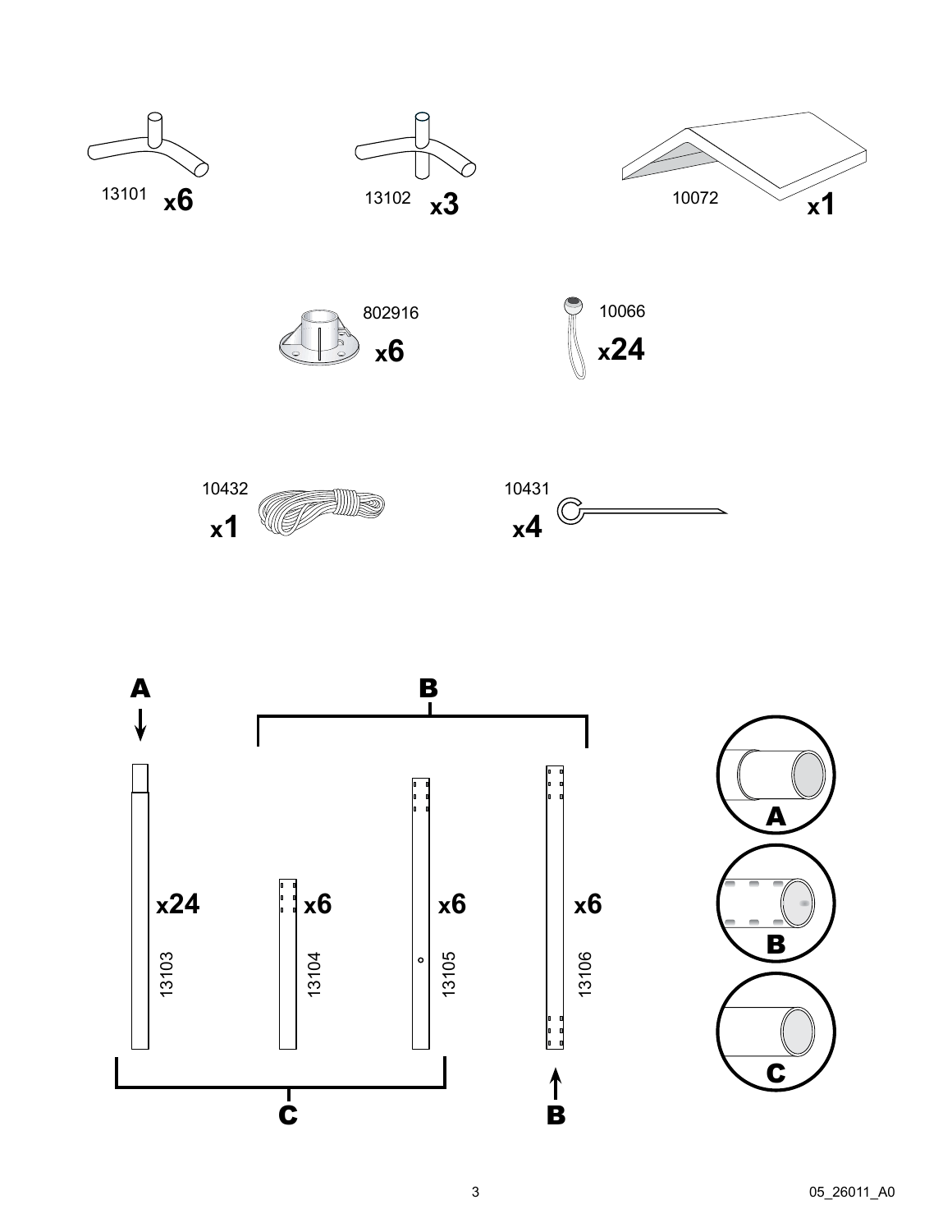13101 **x6**

13102 **x3**

10072 **x1**

802916 **x6**

10066 **x24**

10432 **x1**

10431 **x4**

**A**

**B**

**x24** 13103

**x6** 13104

**x6** 13105

**x6** 13106

**C**

**B**

**A**

**B**

**C**

05_26011_A0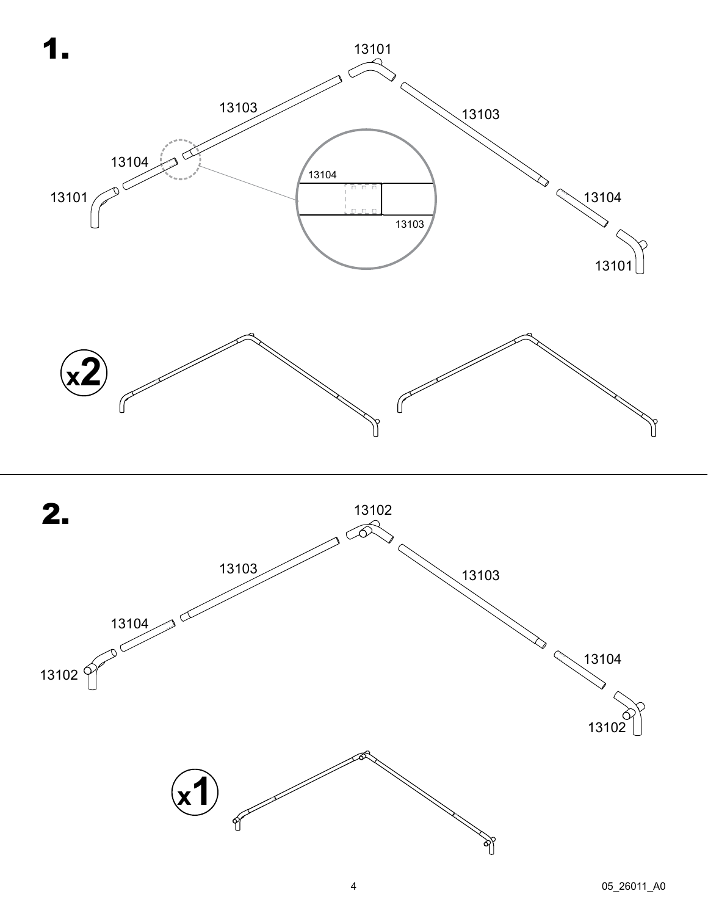# 1.

13101

13103

13103

13104

13101

13104

13103

13104

13101

x2

# 2.

13102

13103

13103

13104

13102

13104

13102

x1

05_26011_A0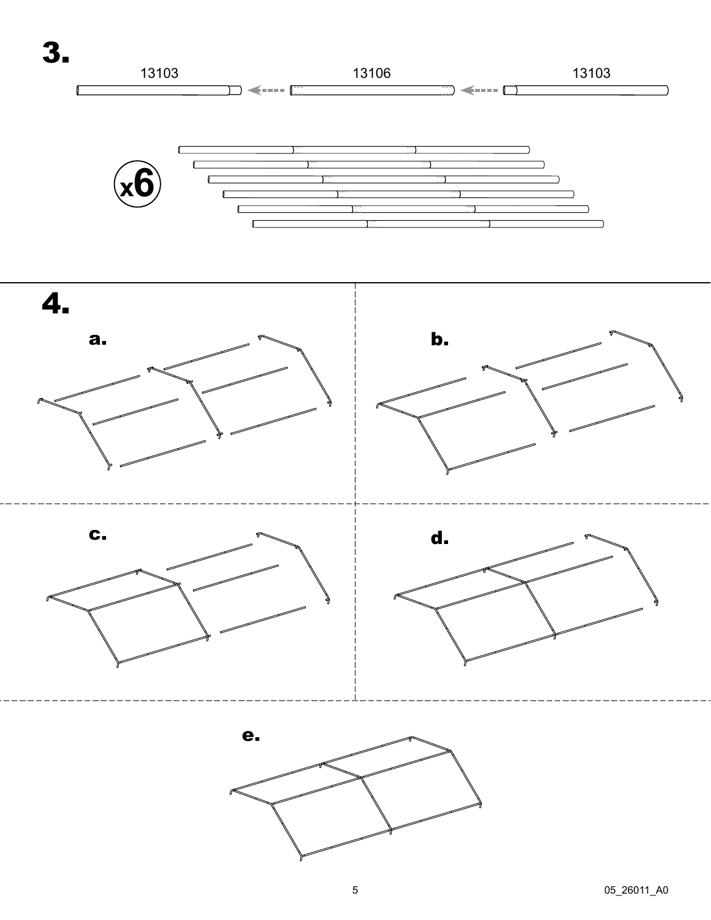# 3.

13103 13106 13103

x6

# 4.

**a.**

**b.**

**c.**

**d.**

**e.**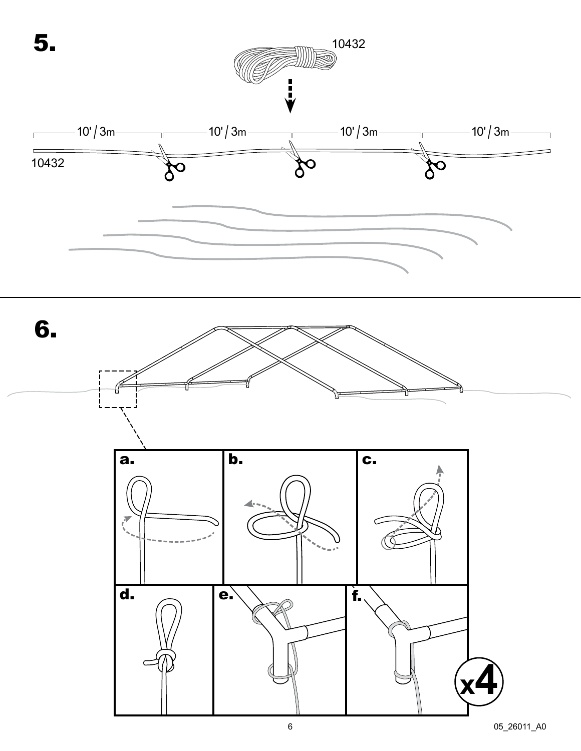# 5.

10432

| 10' / 3m | 10' / 3m | 10' / 3m | 10' / 3m |
| --- | --- | --- | --- |

10432

# 6.

**a.**

**b.**

**c.**

**d.**

**e.**

**f.**

x4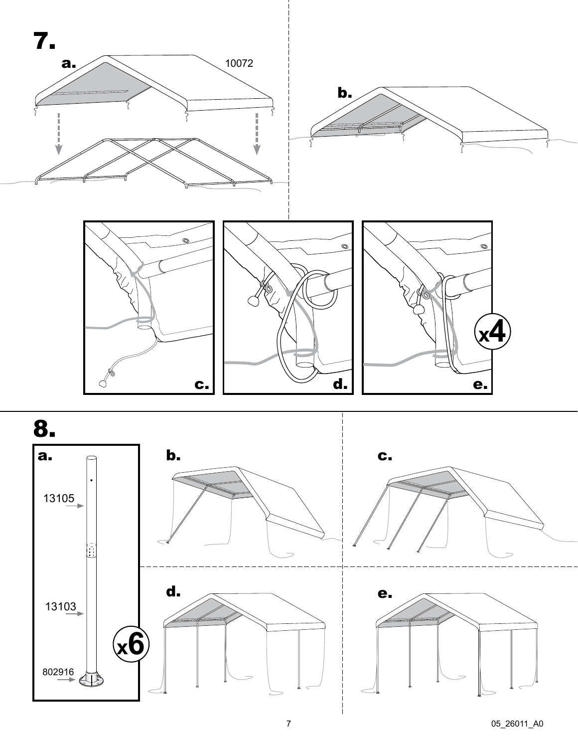# 7.

**a.**

10072

**b.**

**c.**

**d.**

**e.**

x4

# 8.

**a.**

13105

13103

802916

x6

**b.**

**c.**

**d.**

**e.**

05_26011_A0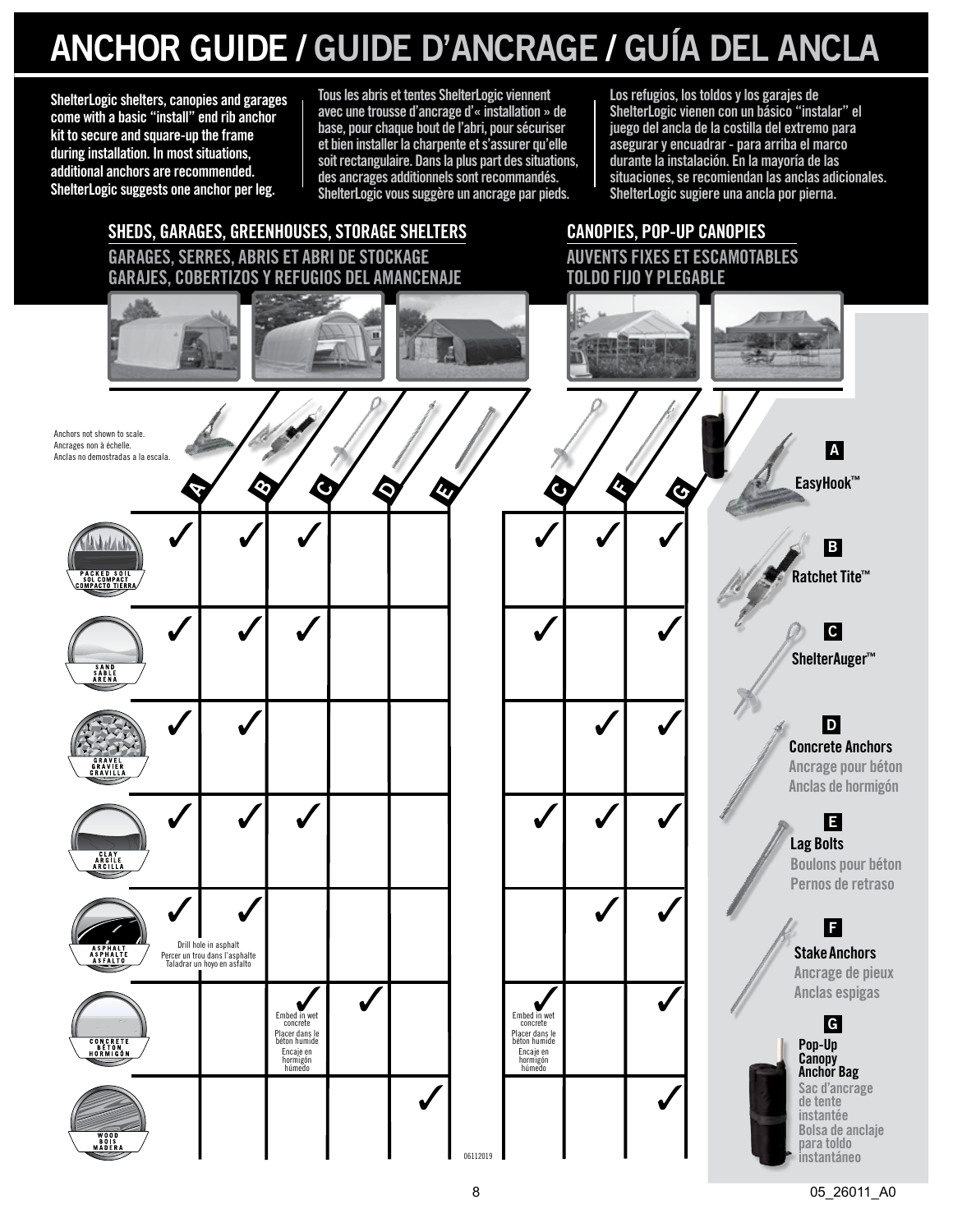# ANCHOR GUIDE / GUIDE D'ANCRAGE / GUÍA DEL ANCLA

**ShelterLogic shelters, canopies and garages come with a basic "install" end rib anchor kit to secure and square-up the frame during installation. In most situations, additional anchors are recommended. ShelterLogic suggests one anchor per leg.**

Tous les abris et tentes ShelterLogic viennent avec une trousse d'ancrage d'« installation » de base, pour chaque bout de l'abri, pour sécuriser et bien installer la charpente et s'assurer qu'elle soit rectangulaire. Dans la plus part des situations, des ancrages additionnels sont recommandés. ShelterLogic vous suggère un ancrage par pieds.

Los refugios, los toldos y los garajes de ShelterLogic vienen con un básico "instalar" el juego del ancla de la costilla del extremo para asegurar y encuadrar - para arriba el marco durante la instalación. En la mayoría de las situaciones, se recomiendan las anclas adicionales. ShelterLogic sugiere una ancla por pierna.

Anchors not shown to scale.
Ancrages non à échelle.
Anclas no demostradas a la escala.

| | SHEDS, GARAGES, GREENHOUSES, STORAGE SHELTERS / GARAGES, SERRES, ABRIS ET ABRI DE STOCKAGE / GARAJES, COBERTIZOS Y REFUGIOS DEL AMANCENAJE | | | | | CANOPIES, POP-UP CANOPIES / AUVENTS FIXES ET ESCAMOTABLES / TOLDO FIJO Y PLEGABLE | | |
|---|---|---|---|---|---|---|---|---|
| | A | B | C | D | E | C | F | G |
| PACKED SOIL / SOL COMPACT / COMPACTO TIERRA | ✓ | ✓ | ✓ | | | ✓ | ✓ | ✓ |
| SAND / SABLE / ARENA | ✓ | ✓ | ✓ | | | ✓ | | ✓ |
| GRAVEL / GRAVIER / GRAVILLA | ✓ | ✓ | | | | | ✓ | ✓ |
| CLAY / ARGILE / ARCILLA | ✓ | ✓ | ✓ | | | ✓ | ✓ | ✓ |
| ASPHALT / ASPHALTE / ASFALTO | ✓ Drill hole in asphalt / Percer un trou dans l'asphalte / Taladrar un hoyo en asfalto | ✓ | | | | | ✓ | ✓ |
| CONCRETE / BÉTON / HORMIGÓN | | | ✓ Embed in wet concrete / Placer dans le béton humide / Encaje en hormigón húmedo | ✓ | | ✓ Embed in wet concrete / Placer dans le béton humide / Encaje en hormigón húmedo | | ✓ |
| WOOD / BOIS / MADERA | | | | | ✓ | | | ✓ |

**A** EasyHook™

**B** Ratchet Tite™

**C** ShelterAuger™

**D** Concrete Anchors / Ancrage pour béton / Anclas de hormigón

**E** Lag Bolts / Boulons pour béton / Pernos de retraso

**F** Stake Anchors / Ancrage de pieux / Anclas espigas

**G** Pop-Up Canopy Anchor Bag / Sac d'ancrage de tente instantée / Bolsa de anclaje para toldo instantáneo

06112019

05_26011_A0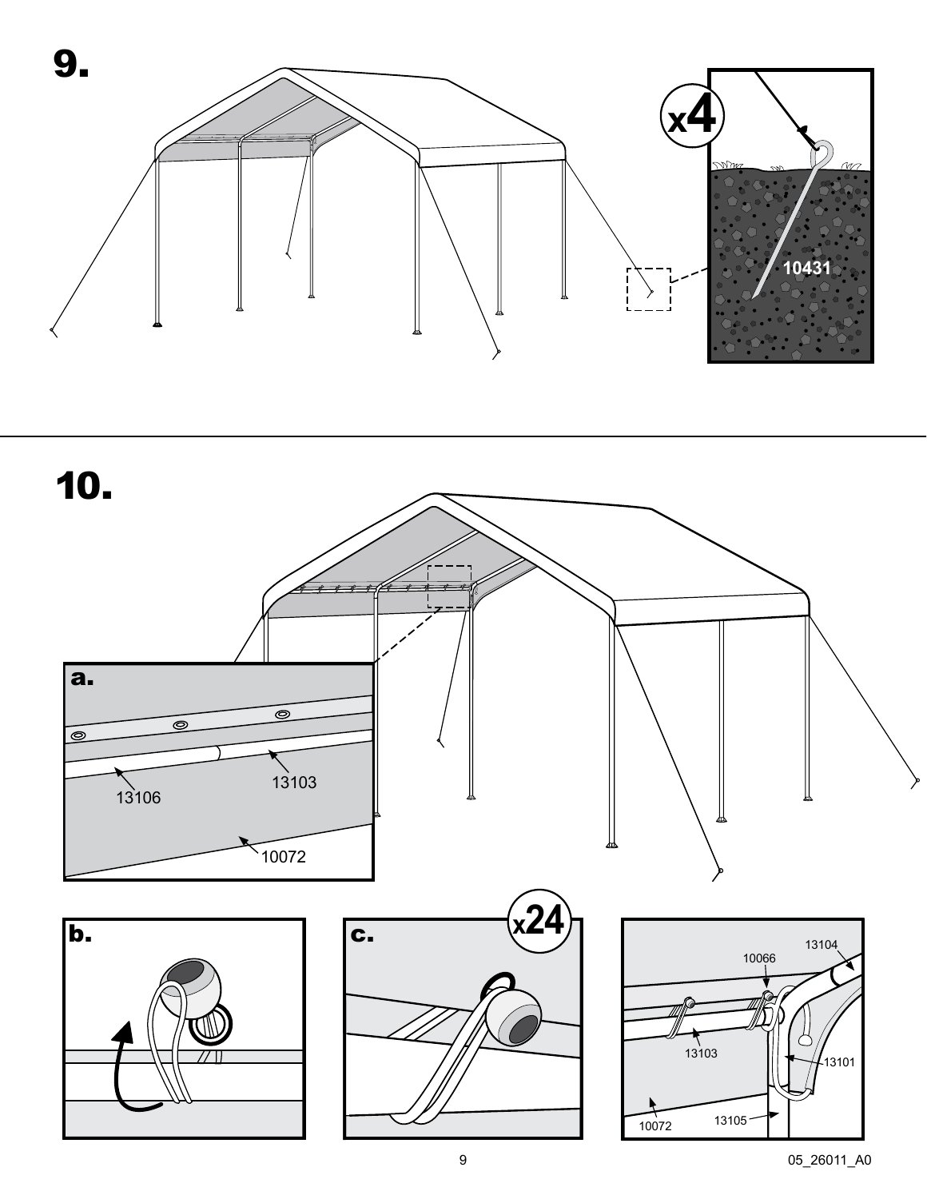# 9.

x4

10431

# 10.

a.

13106

13103

10072

b.

c.

x24

10066

13104

13103

13101

10072

13105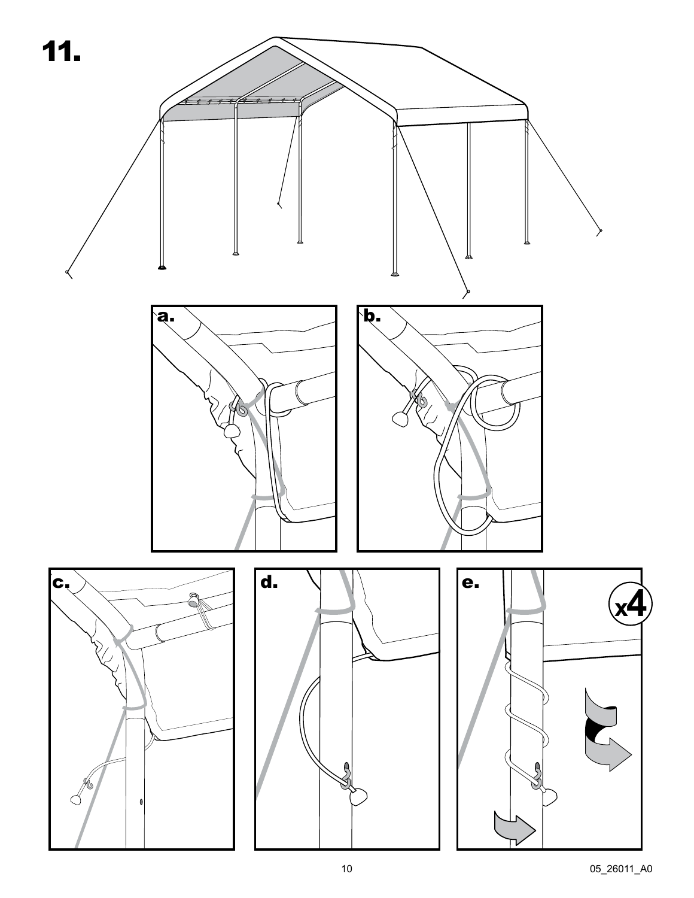# 11.

a.

b.

c.

d.

e.

x4